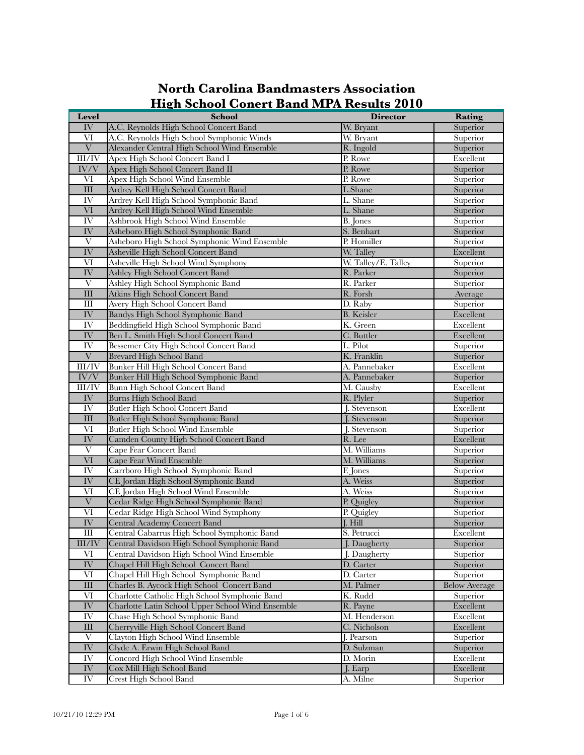# North Carolina Bandmasters Association
## High School Conert Band MPA Results 2010

| Level | School | Director | Rating |
|---|---|---|---|
| IV | A.C. Reynolds High School Concert Band | W. Bryant | Superior |
| VI | A.C. Reynolds High School Symphonic Winds | W. Bryant | Superior |
| V | Alexander Central High School Wind Ensemble | R. Ingold | Superior |
| III/IV | Apex High School Concert Band I | P. Rowe | Excellent |
| IV/V | Apex High School Concert Band II | P. Rowe | Superior |
| VI | Apex High School Wind Ensemble | P. Rowe | Superior |
| III | Ardrey Kell High School Concert Band | L.Shane | Superior |
| IV | Ardrey Kell High School Symphonic Band | L. Shane | Superior |
| VI | Ardrey Kell High School Wind Ensemble | L. Shane | Superior |
| IV | Ashbrook High School Wind Ensemble | B. Jones | Superior |
| IV | Asheboro High School Symphonic Band | S. Benhart | Superior |
| V | Asheboro High School Symphonic Wind Ensemble | P. Homiller | Superior |
| IV | Asheville High School Concert Band | W. Talley | Excellent |
| VI | Asheville High School Wind Symphony | W. Talley/E. Talley | Superior |
| IV | Ashley High School Concert Band | R. Parker | Superior |
| V | Ashley High School Symphonic Band | R. Parker | Superior |
| III | Atkins High School Concert Band | R. Forsh | Average |
| III | Avery High School Concert Band | D. Raby | Superior |
| IV | Bandys High School Symphonic Band | B. Keisler | Excellent |
| IV | Beddingfield High School Symphonic Band | K. Green | Excellent |
| IV | Ben L. Smith High School Concert Band | C. Buttler | Excellent |
| IV | Bessemer City High School Concert Band | L. Pilot | Superior |
| V | Brevard High School Band | K. Franklin | Superior |
| III/IV | Bunker Hill High School Concert Band | A. Pannebaker | Excellent |
| IV/V | Bunker Hill High School Symphonic Band | A. Pannebaker | Superior |
| III/IV | Bunn High School Concert Band | M. Causby | Excellent |
| IV | Burns High School Band | R. Plyler | Superior |
| IV | Butler High School Concert Band | J. Stevenson | Excellent |
| III | Butler High School Symphonic Band | J. Stevenson | Superior |
| VI | Butler High School Wind Ensemble | J. Stevenson | Superior |
| IV | Camden County High School Concert Band | R. Lee | Excellent |
| V | Cape Fear Concert Band | M. Williams | Superior |
| VI | Cape Fear Wind Ensemble | M. Williams | Superior |
| IV | Carrboro High School Symphonic Band | F. Jones | Superior |
| IV | CE Jordan High School Symphonic Band | A. Weiss | Superior |
| VI | CE Jordan High School Wind Ensemble | A. Weiss | Superior |
| V | Cedar Ridge High School Symphonic Band | P. Quigley | Superior |
| VI | Cedar Ridge High School Wind Symphony | P. Quigley | Superior |
| IV | Central Academy Concert Band | J. Hill | Superior |
| III | Central Cabarrus High School Symphonic Band | S. Petrucci | Excellent |
| III/IV | Central Davidson High School Symphonic Band | J. Daugherty | Superior |
| VI | Central Davidson High School Wind Ensemble | J. Daugherty | Superior |
| IV | Chapel Hill High School Concert Band | D. Carter | Superior |
| VI | Chapel Hill High School Symphonic Band | D. Carter | Superior |
| III | Charles B. Aycock High School Concert Band | M. Palmer | Below Average |
| VI | Charlotte Catholic High School Symphonic Band | K. Rudd | Superior |
| IV | Charlotte Latin School Upper School Wind Ensemble | R. Payne | Excellent |
| IV | Chase High School Symphonic Band | M. Henderson | Excellent |
| III | Cherryville High School Concert Band | C. Nicholson | Excellent |
| V | Clayton High School Wind Ensemble | J. Pearson | Superior |
| IV | Clyde A. Erwin High School Band | D. Sulzman | Superior |
| IV | Concord High School Wind Ensemble | D. Morin | Excellent |
| IV | Cox Mill High School Band | J. Earp | Excellent |
| IV | Crest High School Band | A. Milne | Superior |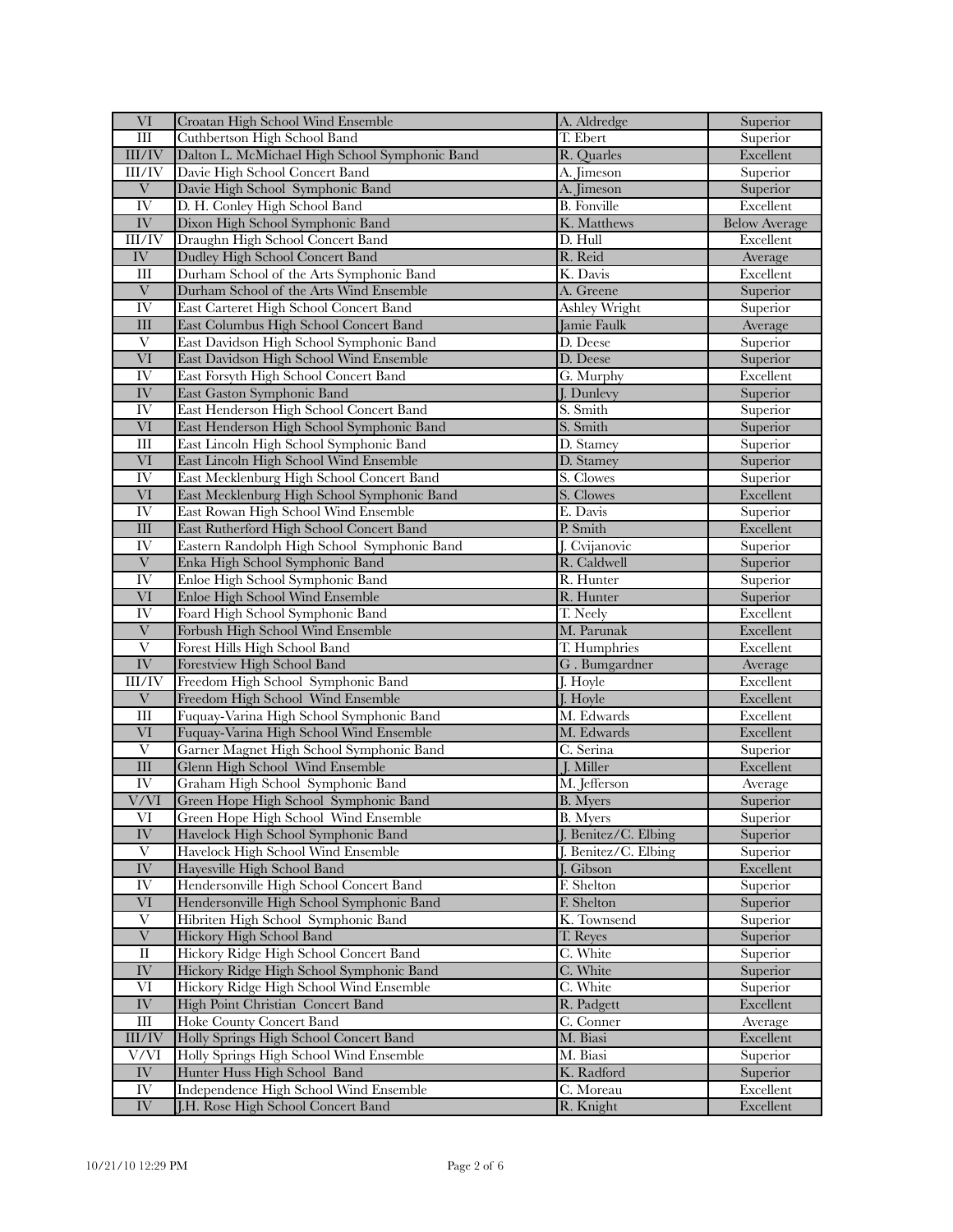| VI | Croatan High School Wind Ensemble | A. Aldredge | Superior |
|---|---|---|---|
| III | Cuthbertson High School Band | T. Ebert | Superior |
| III/IV | Dalton L. McMichael High School Symphonic Band | R. Quarles | Excellent |
| III/IV | Davie High School Concert Band | A. Jimeson | Superior |
| V | Davie High School Symphonic Band | A. Jimeson | Superior |
| IV | D. H. Conley High School Band | B. Fonville | Excellent |
| IV | Dixon High School Symphonic Band | K. Matthews | Below Average |
| III/IV | Draughn High School Concert Band | D. Hull | Excellent |
| IV | Dudley High School Concert Band | R. Reid | Average |
| III | Durham School of the Arts Symphonic Band | K. Davis | Excellent |
| V | Durham School of the Arts Wind Ensemble | A. Greene | Superior |
| IV | East Carteret High School Concert Band | Ashley Wright | Superior |
| III | East Columbus High School Concert Band | Jamie Faulk | Average |
| V | East Davidson High School Symphonic Band | D. Deese | Superior |
| VI | East Davidson High School Wind Ensemble | D. Deese | Superior |
| IV | East Forsyth High School Concert Band | G. Murphy | Excellent |
| IV | East Gaston Symphonic Band | J. Dunlevy | Superior |
| IV | East Henderson High School Concert Band | S. Smith | Superior |
| VI | East Henderson High School Symphonic Band | S. Smith | Superior |
| III | East Lincoln High School Symphonic Band | D. Stamey | Superior |
| VI | East Lincoln High School Wind Ensemble | D. Stamey | Superior |
| IV | East Mecklenburg High School Concert Band | S. Clowes | Superior |
| VI | East Mecklenburg High School Symphonic Band | S. Clowes | Excellent |
| IV | East Rowan High School Wind Ensemble | E. Davis | Superior |
| III | East Rutherford High School Concert Band | P. Smith | Excellent |
| IV | Eastern Randolph High School Symphonic Band | J. Cvijanovic | Superior |
| V | Enka High School Symphonic Band | R. Caldwell | Superior |
| IV | Enloe High School Symphonic Band | R. Hunter | Superior |
| VI | Enloe High School Wind Ensemble | R. Hunter | Superior |
| IV | Foard High School Symphonic Band | T. Neely | Excellent |
| V | Forbush High School Wind Ensemble | M. Parunak | Excellent |
| V | Forest Hills High School Band | T. Humphries | Excellent |
| IV | Forestview High School Band | G . Bumgardner | Average |
| III/IV | Freedom High School Symphonic Band | J. Hoyle | Excellent |
| V | Freedom High School Wind Ensemble | J. Hoyle | Excellent |
| III | Fuquay-Varina High School Symphonic Band | M. Edwards | Excellent |
| VI | Fuquay-Varina High School Wind Ensemble | M. Edwards | Excellent |
| V | Garner Magnet High School Symphonic Band | C. Serina | Superior |
| III | Glenn High School Wind Ensemble | J. Miller | Excellent |
| IV | Graham High School Symphonic Band | M. Jefferson | Average |
| V/VI | Green Hope High School Symphonic Band | B. Myers | Superior |
| VI | Green Hope High School Wind Ensemble | B. Myers | Superior |
| IV | Havelock High School Symphonic Band | J. Benitez/C. Elbing | Superior |
| V | Havelock High School Wind Ensemble | J. Benitez/C. Elbing | Superior |
| IV | Hayesville High School Band | J. Gibson | Excellent |
| IV | Hendersonville High School Concert Band | F. Shelton | Superior |
| VI | Hendersonville High School Symphonic Band | F. Shelton | Superior |
| V | Hibriten High School Symphonic Band | K. Townsend | Superior |
| V | Hickory High School Band | T. Reyes | Superior |
| II | Hickory Ridge High School Concert Band | C. White | Superior |
| IV | Hickory Ridge High School Symphonic Band | C. White | Superior |
| VI | Hickory Ridge High School Wind Ensemble | C. White | Superior |
| IV | High Point Christian Concert Band | R. Padgett | Excellent |
| III | Hoke County Concert Band | C. Conner | Average |
| III/IV | Holly Springs High School Concert Band | M. Biasi | Excellent |
| V/VI | Holly Springs High School Wind Ensemble | M. Biasi | Superior |
| IV | Hunter Huss High School Band | K. Radford | Superior |
| IV | Independence High School Wind Ensemble | C. Moreau | Excellent |
| IV | J.H. Rose High School Concert Band | R. Knight | Excellent |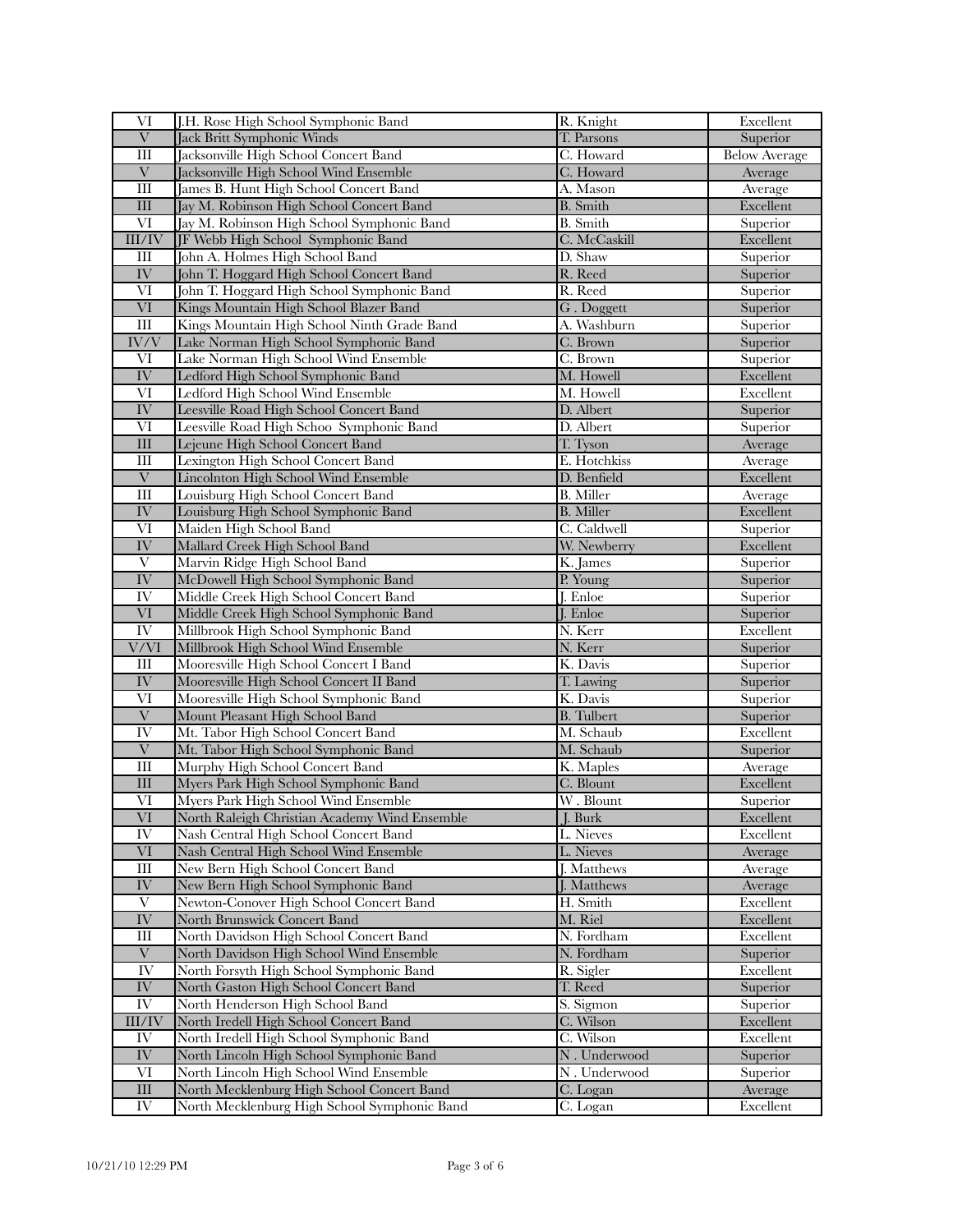| | | | |
|---|---|---|---|
| VI | J.H. Rose High School Symphonic Band | R. Knight | Excellent |
| V | Jack Britt Symphonic Winds | T. Parsons | Superior |
| III | Jacksonville High School Concert Band | C. Howard | Below Average |
| V | Jacksonville High School Wind Ensemble | C. Howard | Average |
| III | James B. Hunt High School Concert Band | A. Mason | Average |
| III | Jay M. Robinson High School Concert Band | B. Smith | Excellent |
| VI | Jay M. Robinson High School Symphonic Band | B. Smith | Superior |
| III/IV | JF Webb High School Symphonic Band | C. McCaskill | Excellent |
| III | John A. Holmes High School Band | D. Shaw | Superior |
| IV | John T. Hoggard High School Concert Band | R. Reed | Superior |
| VI | John T. Hoggard High School Symphonic Band | R. Reed | Superior |
| VI | Kings Mountain High School Blazer Band | G . Doggett | Superior |
| III | Kings Mountain High School Ninth Grade Band | A. Washburn | Superior |
| IV/V | Lake Norman High School Symphonic Band | C. Brown | Superior |
| VI | Lake Norman High School Wind Ensemble | C. Brown | Superior |
| IV | Ledford High School Symphonic Band | M. Howell | Excellent |
| VI | Ledford High School Wind Ensemble | M. Howell | Excellent |
| IV | Leesville Road High School Concert Band | D. Albert | Superior |
| VI | Leesville Road High Schoo Symphonic Band | D. Albert | Superior |
| III | Lejeune High School Concert Band | T. Tyson | Average |
| III | Lexington High School Concert Band | E. Hotchkiss | Average |
| V | Lincolnton High School Wind Ensemble | D. Benfield | Excellent |
| III | Louisburg High School Concert Band | B. Miller | Average |
| IV | Louisburg High School Symphonic Band | B. Miller | Excellent |
| VI | Maiden High School Band | C. Caldwell | Superior |
| IV | Mallard Creek High School Band | W. Newberry | Excellent |
| V | Marvin Ridge High School Band | K. James | Superior |
| IV | McDowell High School Symphonic Band | P. Young | Superior |
| IV | Middle Creek High School Concert Band | J. Enloe | Superior |
| VI | Middle Creek High School Symphonic Band | J. Enloe | Superior |
| IV | Millbrook High School Symphonic Band | N. Kerr | Excellent |
| V/VI | Millbrook High School Wind Ensemble | N. Kerr | Superior |
| III | Mooresville High School Concert I Band | K. Davis | Superior |
| IV | Mooresville High School Concert II Band | T. Lawing | Superior |
| VI | Mooresville High School Symphonic Band | K. Davis | Superior |
| V | Mount Pleasant High School Band | B. Tulbert | Superior |
| IV | Mt. Tabor High School Concert Band | M. Schaub | Excellent |
| V | Mt. Tabor High School Symphonic Band | M. Schaub | Superior |
| III | Murphy High School Concert Band | K. Maples | Average |
| III | Myers Park High School Symphonic Band | C. Blount | Excellent |
| VI | Myers Park High School Wind Ensemble | W . Blount | Superior |
| VI | North Raleigh Christian Academy Wind Ensemble | J. Burk | Excellent |
| IV | Nash Central High School Concert Band | L. Nieves | Excellent |
| VI | Nash Central High School Wind Ensemble | L. Nieves | Average |
| III | New Bern High School Concert Band | J. Matthews | Average |
| IV | New Bern High School Symphonic Band | J. Matthews | Average |
| V | Newton-Conover High School Concert Band | H. Smith | Excellent |
| IV | North Brunswick Concert Band | M. Riel | Excellent |
| III | North Davidson High School Concert Band | N. Fordham | Excellent |
| V | North Davidson High School Wind Ensemble | N. Fordham | Superior |
| IV | North Forsyth High School Symphonic Band | R. Sigler | Excellent |
| IV | North Gaston High School Concert Band | T. Reed | Superior |
| IV | North Henderson High School Band | S. Sigmon | Superior |
| III/IV | North Iredell High School Concert Band | C. Wilson | Excellent |
| IV | North Iredell High School Symphonic Band | C. Wilson | Excellent |
| IV | North Lincoln High School Symphonic Band | N . Underwood | Superior |
| VI | North Lincoln High School Wind Ensemble | N . Underwood | Superior |
| III | North Mecklenburg High School Concert Band | C. Logan | Average |
| IV | North Mecklenburg High School Symphonic Band | C. Logan | Excellent |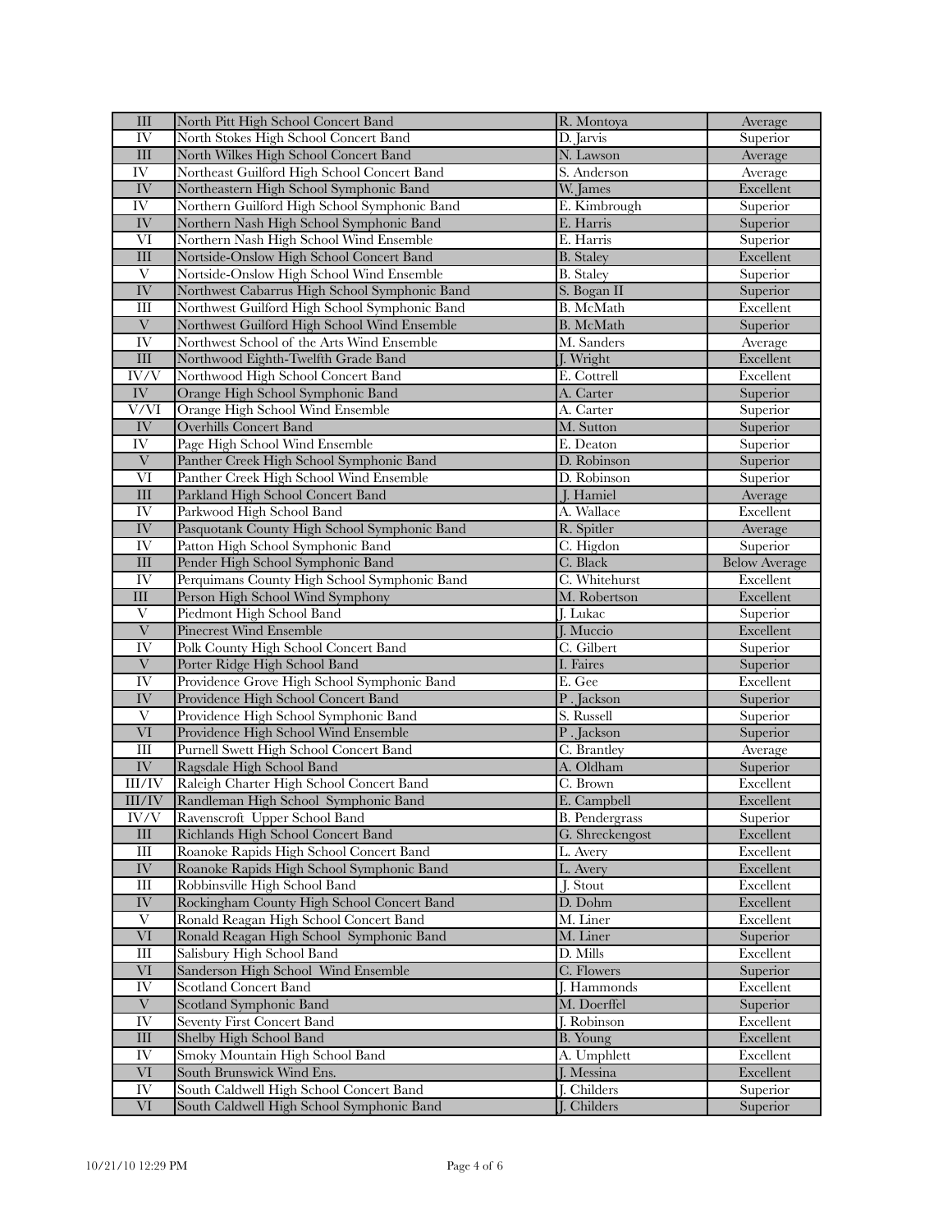| III | North Pitt High School Concert Band | R. Montoya | Average |
|---|---|---|---|
| IV | North Stokes High School Concert Band | D. Jarvis | Superior |
| III | North Wilkes High School Concert Band | N. Lawson | Average |
| IV | Northeast Guilford High School Concert Band | S. Anderson | Average |
| IV | Northeastern High School Symphonic Band | W. James | Excellent |
| IV | Northern Guilford High School Symphonic Band | E. Kimbrough | Superior |
| IV | Northern Nash High School Symphonic Band | E. Harris | Superior |
| VI | Northern Nash High School Wind Ensemble | E. Harris | Superior |
| III | Nortside-Onslow High School Concert Band | B. Staley | Excellent |
| V | Nortside-Onslow High School Wind Ensemble | B. Staley | Superior |
| IV | Northwest Cabarrus High School Symphonic Band | S. Bogan II | Superior |
| III | Northwest Guilford High School Symphonic Band | B. McMath | Excellent |
| V | Northwest Guilford High School Wind Ensemble | B. McMath | Superior |
| IV | Northwest School of the Arts Wind Ensemble | M. Sanders | Average |
| III | Northwood Eighth-Twelfth Grade Band | J. Wright | Excellent |
| IV/V | Northwood High School Concert Band | E. Cottrell | Excellent |
| IV | Orange High School Symphonic Band | A. Carter | Superior |
| V/VI | Orange High School Wind Ensemble | A. Carter | Superior |
| IV | Overhills Concert Band | M. Sutton | Superior |
| IV | Page High School Wind Ensemble | E. Deaton | Superior |
| V | Panther Creek High School Symphonic Band | D. Robinson | Superior |
| VI | Panther Creek High School Wind Ensemble | D. Robinson | Superior |
| III | Parkland High School Concert Band | J. Hamiel | Average |
| IV | Parkwood High School Band | A. Wallace | Excellent |
| IV | Pasquotank County High School Symphonic Band | R. Spitler | Average |
| IV | Patton High School Symphonic Band | C. Higdon | Superior |
| III | Pender High School Symphonic Band | C. Black | Below Average |
| IV | Perquimans County High School Symphonic Band | C. Whitehurst | Excellent |
| III | Person High School Wind Symphony | M. Robertson | Excellent |
| V | Piedmont High School Band | J. Lukac | Superior |
| V | Pinecrest Wind Ensemble | J. Muccio | Excellent |
| IV | Polk County High School Concert Band | C. Gilbert | Superior |
| V | Porter Ridge High School Band | I. Faires | Superior |
| IV | Providence Grove High School Symphonic Band | E. Gee | Excellent |
| IV | Providence High School Concert Band | P . Jackson | Superior |
| V | Providence High School Symphonic Band | S. Russell | Superior |
| VI | Providence High School Wind Ensemble | P . Jackson | Superior |
| III | Purnell Swett High School Concert Band | C. Brantley | Average |
| IV | Ragsdale High School Band | A. Oldham | Superior |
| III/IV | Raleigh Charter High School Concert Band | C. Brown | Excellent |
| III/IV | Randleman High School Symphonic Band | E. Campbell | Excellent |
| IV/V | Ravenscroft Upper School Band | B. Pendergrass | Superior |
| III | Richlands High School Concert Band | G. Shreckengost | Excellent |
| III | Roanoke Rapids High School Concert Band | L. Avery | Excellent |
| IV | Roanoke Rapids High School Symphonic Band | L. Avery | Excellent |
| III | Robbinsville High School Band | J. Stout | Excellent |
| IV | Rockingham County High School Concert Band | D. Dohm | Excellent |
| V | Ronald Reagan High School Concert Band | M. Liner | Excellent |
| VI | Ronald Reagan High School Symphonic Band | M. Liner | Superior |
| III | Salisbury High School Band | D. Mills | Excellent |
| VI | Sanderson High School Wind Ensemble | C. Flowers | Superior |
| IV | Scotland Concert Band | J. Hammonds | Excellent |
| V | Scotland Symphonic Band | M. Doerffel | Superior |
| IV | Seventy First Concert Band | J. Robinson | Excellent |
| III | Shelby High School Band | B. Young | Excellent |
| IV | Smoky Mountain High School Band | A. Umphlett | Excellent |
| VI | South Brunswick Wind Ens. | J. Messina | Excellent |
| IV | South Caldwell High School Concert Band | J. Childers | Superior |
| VI | South Caldwell High School Symphonic Band | J. Childers | Superior |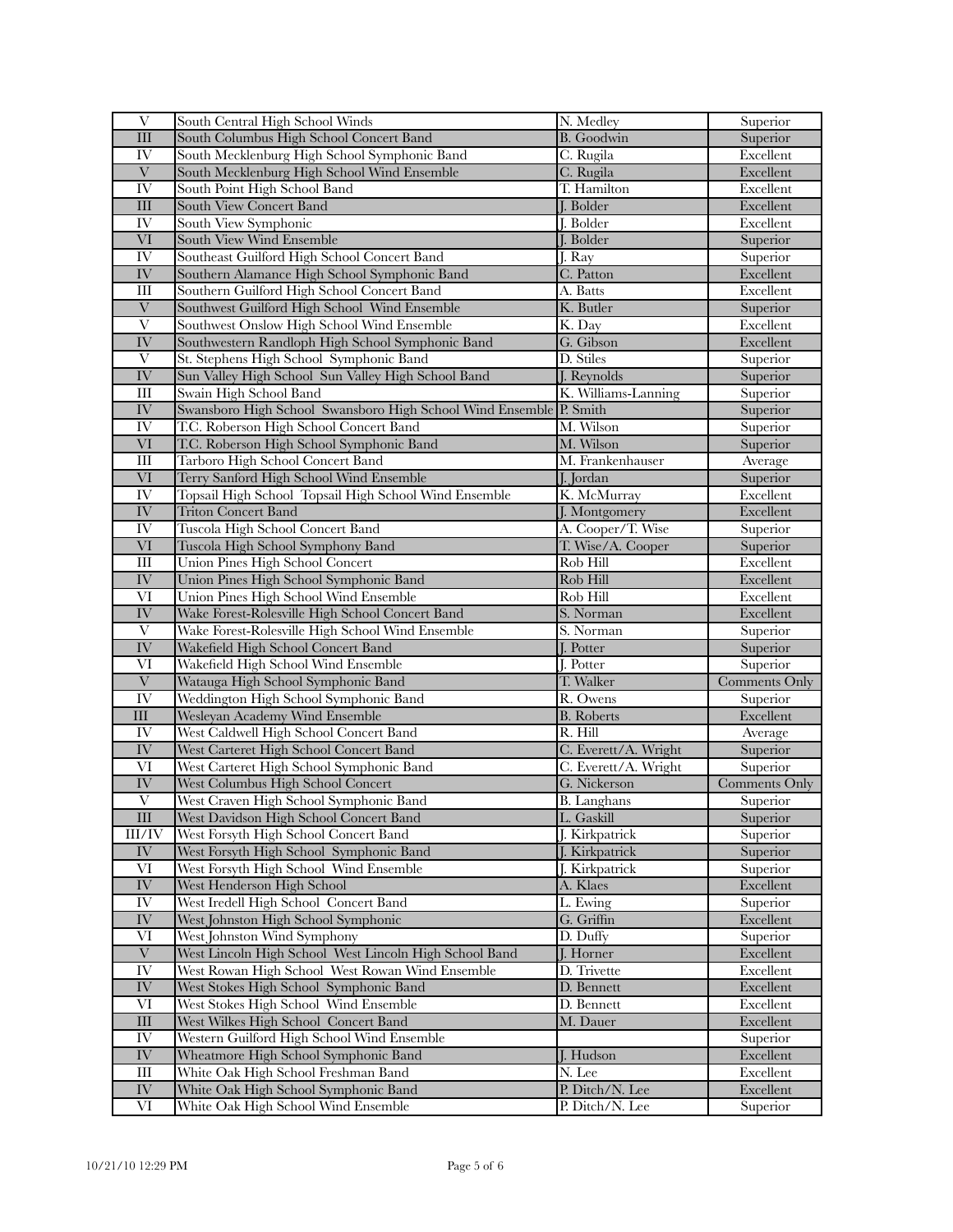| | | | |
|---|---|---|---|
| V | South Central High School Winds | N. Medley | Superior |
| III | South Columbus High School Concert Band | B. Goodwin | Superior |
| IV | South Mecklenburg High School Symphonic Band | C. Rugila | Excellent |
| V | South Mecklenburg High School Wind Ensemble | C. Rugila | Excellent |
| IV | South Point High School Band | T. Hamilton | Excellent |
| III | South View Concert Band | J. Bolder | Excellent |
| IV | South View Symphonic | J. Bolder | Excellent |
| VI | South View Wind Ensemble | J. Bolder | Superior |
| IV | Southeast Guilford High School Concert Band | J. Ray | Superior |
| IV | Southern Alamance High School Symphonic Band | C. Patton | Excellent |
| III | Southern Guilford High School Concert Band | A. Batts | Excellent |
| V | Southwest Guilford High School Wind Ensemble | K. Butler | Superior |
| V | Southwest Onslow High School Wind Ensemble | K. Day | Excellent |
| IV | Southwestern Randloph High School Symphonic Band | G. Gibson | Excellent |
| V | St. Stephens High School Symphonic Band | D. Stiles | Superior |
| IV | Sun Valley High School Sun Valley High School Band | J. Reynolds | Superior |
| III | Swain High School Band | K. Williams-Lanning | Superior |
| IV | Swansboro High School Swansboro High School Wind Ensemble | P. Smith | Superior |
| IV | T.C. Roberson High School Concert Band | M. Wilson | Superior |
| VI | T.C. Roberson High School Symphonic Band | M. Wilson | Superior |
| III | Tarboro High School Concert Band | M. Frankenhauser | Average |
| VI | Terry Sanford High School Wind Ensemble | J. Jordan | Superior |
| IV | Topsail High School Topsail High School Wind Ensemble | K. McMurray | Excellent |
| IV | Triton Concert Band | J. Montgomery | Excellent |
| IV | Tuscola High School Concert Band | A. Cooper/T. Wise | Superior |
| VI | Tuscola High School Symphony Band | T. Wise/A. Cooper | Superior |
| III | Union Pines High School Concert | Rob Hill | Excellent |
| IV | Union Pines High School Symphonic Band | Rob Hill | Excellent |
| VI | Union Pines High School Wind Ensemble | Rob Hill | Excellent |
| IV | Wake Forest-Rolesville High School Concert Band | S. Norman | Excellent |
| V | Wake Forest-Rolesville High School Wind Ensemble | S. Norman | Superior |
| IV | Wakefield High School Concert Band | J. Potter | Superior |
| VI | Wakefield High School Wind Ensemble | J. Potter | Superior |
| V | Watauga High School Symphonic Band | T. Walker | Comments Only |
| IV | Weddington High School Symphonic Band | R. Owens | Superior |
| III | Wesleyan Academy Wind Ensemble | B. Roberts | Excellent |
| IV | West Caldwell High School Concert Band | R. Hill | Average |
| IV | West Carteret High School Concert Band | C. Everett/A. Wright | Superior |
| VI | West Carteret High School Symphonic Band | C. Everett/A. Wright | Superior |
| IV | West Columbus High School Concert | G. Nickerson | Comments Only |
| V | West Craven High School Symphonic Band | B. Langhans | Superior |
| III | West Davidson High School Concert Band | L. Gaskill | Superior |
| III/IV | West Forsyth High School Concert Band | J. Kirkpatrick | Superior |
| IV | West Forsyth High School Symphonic Band | J. Kirkpatrick | Superior |
| VI | West Forsyth High School Wind Ensemble | J. Kirkpatrick | Superior |
| IV | West Henderson High School | A. Klaes | Excellent |
| IV | West Iredell High School Concert Band | L. Ewing | Superior |
| IV | West Johnston High School Symphonic | G. Griffin | Excellent |
| VI | West Johnston Wind Symphony | D. Duffy | Superior |
| V | West Lincoln High School West Lincoln High School Band | J. Horner | Excellent |
| IV | West Rowan High School West Rowan Wind Ensemble | D. Trivette | Excellent |
| IV | West Stokes High School Symphonic Band | D. Bennett | Excellent |
| VI | West Stokes High School Wind Ensemble | D. Bennett | Excellent |
| III | West Wilkes High School Concert Band | M. Dauer | Excellent |
| IV | Western Guilford High School Wind Ensemble | | Superior |
| IV | Wheatmore High School Symphonic Band | J. Hudson | Excellent |
| III | White Oak High School Freshman Band | N. Lee | Excellent |
| IV | White Oak High School Symphonic Band | P. Ditch/N. Lee | Excellent |
| VI | White Oak High School Wind Ensemble | P. Ditch/N. Lee | Superior |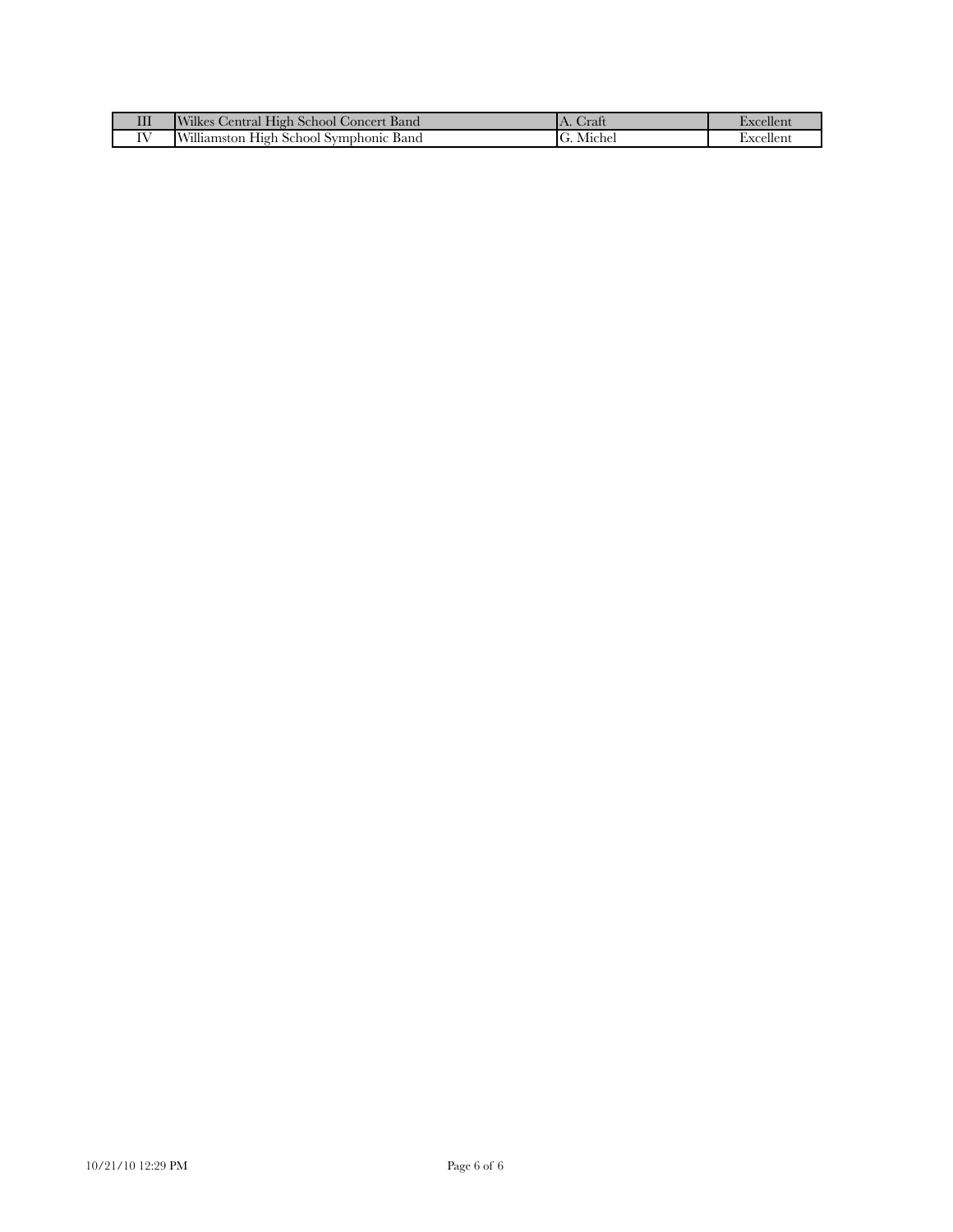| III | Wilkes Central High School Concert Band | A. Craft | Excellent |
|---|---|---|---|
| IV | Williamston High School Symphonic Band | G. Michel | Excellent |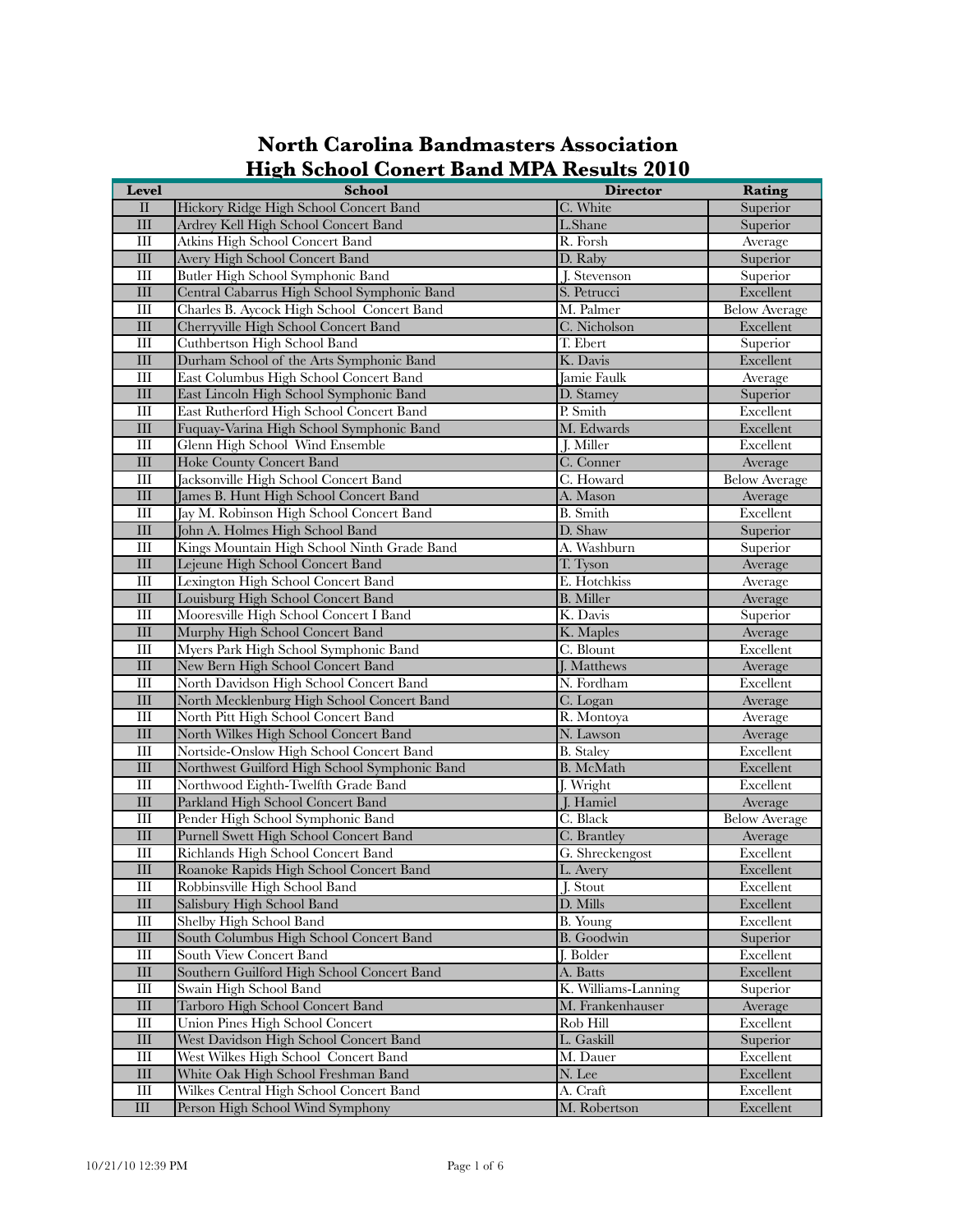# North Carolina Bandmasters Association
# High School Conert Band MPA Results 2010

| Level | School | Director | Rating |
|---|---|---|---|
| II | Hickory Ridge High School Concert Band | C. White | Superior |
| III | Ardrey Kell High School Concert Band | L.Shane | Superior |
| III | Atkins High School Concert Band | R. Forsh | Average |
| III | Avery High School Concert Band | D. Raby | Superior |
| III | Butler High School Symphonic Band | J. Stevenson | Superior |
| III | Central Cabarrus High School Symphonic Band | S. Petrucci | Excellent |
| III | Charles B. Aycock High School Concert Band | M. Palmer | Below Average |
| III | Cherryville High School Concert Band | C. Nicholson | Excellent |
| III | Cuthbertson High School Band | T. Ebert | Superior |
| III | Durham School of the Arts Symphonic Band | K. Davis | Excellent |
| III | East Columbus High School Concert Band | Jamie Faulk | Average |
| III | East Lincoln High School Symphonic Band | D. Stamey | Superior |
| III | East Rutherford High School Concert Band | P. Smith | Excellent |
| III | Fuquay-Varina High School Symphonic Band | M. Edwards | Excellent |
| III | Glenn High School Wind Ensemble | J. Miller | Excellent |
| III | Hoke County Concert Band | C. Conner | Average |
| III | Jacksonville High School Concert Band | C. Howard | Below Average |
| III | James B. Hunt High School Concert Band | A. Mason | Average |
| III | Jay M. Robinson High School Concert Band | B. Smith | Excellent |
| III | John A. Holmes High School Band | D. Shaw | Superior |
| III | Kings Mountain High School Ninth Grade Band | A. Washburn | Superior |
| III | Lejeune High School Concert Band | T. Tyson | Average |
| III | Lexington High School Concert Band | E. Hotchkiss | Average |
| III | Louisburg High School Concert Band | B. Miller | Average |
| III | Mooresville High School Concert I Band | K. Davis | Superior |
| III | Murphy High School Concert Band | K. Maples | Average |
| III | Myers Park High School Symphonic Band | C. Blount | Excellent |
| III | New Bern High School Concert Band | J. Matthews | Average |
| III | North Davidson High School Concert Band | N. Fordham | Excellent |
| III | North Mecklenburg High School Concert Band | C. Logan | Average |
| III | North Pitt High School Concert Band | R. Montoya | Average |
| III | North Wilkes High School Concert Band | N. Lawson | Average |
| III | Nortside-Onslow High School Concert Band | B. Staley | Excellent |
| III | Northwest Guilford High School Symphonic Band | B. McMath | Excellent |
| III | Northwood Eighth-Twelfth Grade Band | J. Wright | Excellent |
| III | Parkland High School Concert Band | J. Hamiel | Average |
| III | Pender High School Symphonic Band | C. Black | Below Average |
| III | Purnell Swett High School Concert Band | C. Brantley | Average |
| III | Richlands High School Concert Band | G. Shreckengost | Excellent |
| III | Roanoke Rapids High School Concert Band | L. Avery | Excellent |
| III | Robbinsville High School Band | J. Stout | Excellent |
| III | Salisbury High School Band | D. Mills | Excellent |
| III | Shelby High School Band | B. Young | Excellent |
| III | South Columbus High School Concert Band | B. Goodwin | Superior |
| III | South View Concert Band | J. Bolder | Excellent |
| III | Southern Guilford High School Concert Band | A. Batts | Excellent |
| III | Swain High School Band | K. Williams-Lanning | Superior |
| III | Tarboro High School Concert Band | M. Frankenhauser | Average |
| III | Union Pines High School Concert | Rob Hill | Excellent |
| III | West Davidson High School Concert Band | L. Gaskill | Superior |
| III | West Wilkes High School Concert Band | M. Dauer | Excellent |
| III | White Oak High School Freshman Band | N. Lee | Excellent |
| III | Wilkes Central High School Concert Band | A. Craft | Excellent |
| III | Person High School Wind Symphony | M. Robertson | Excellent |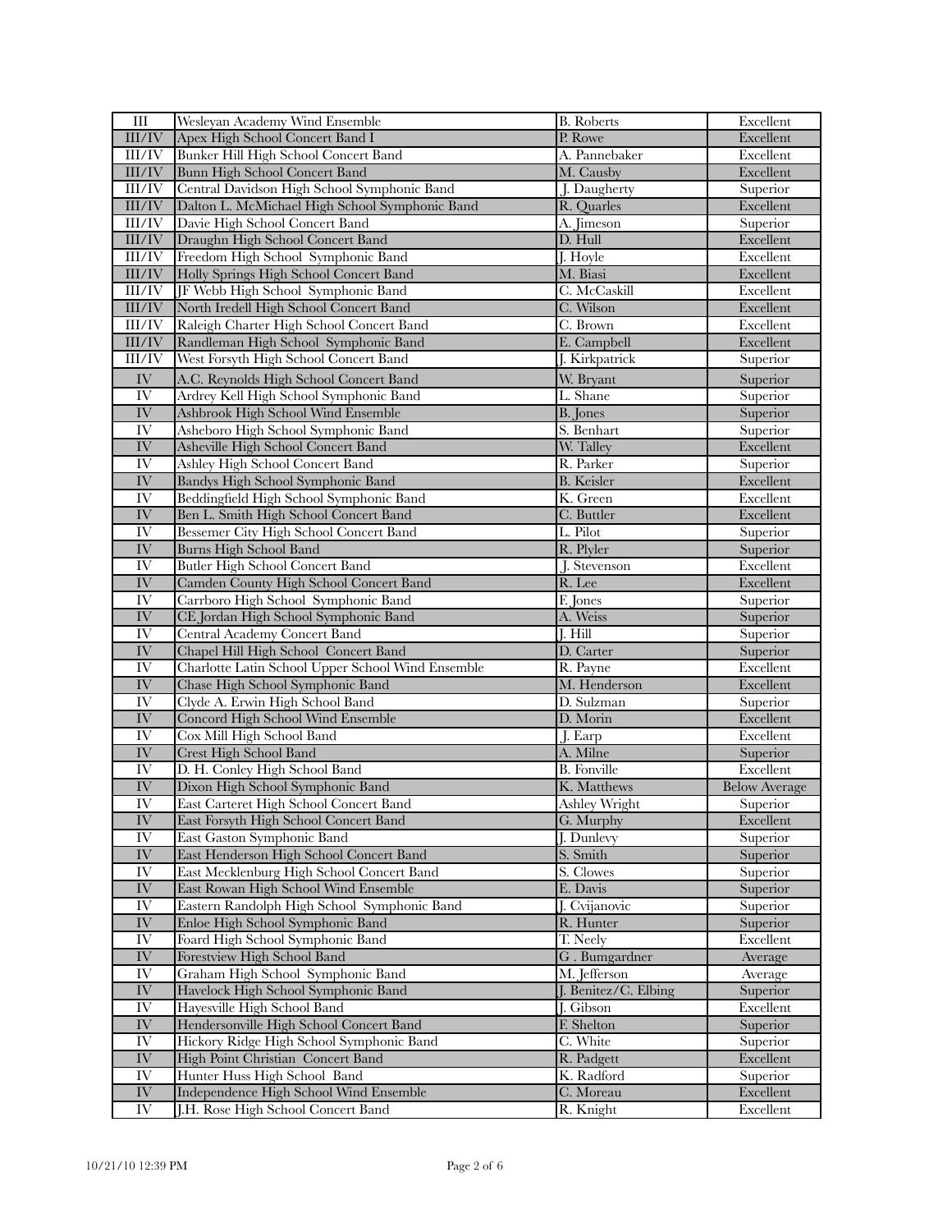| | | | |
|---|---|---|---|
| III | Wesleyan Academy Wind Ensemble | B. Roberts | Excellent |
| III/IV | Apex High School Concert Band I | P. Rowe | Excellent |
| III/IV | Bunker Hill High School Concert Band | A. Pannebaker | Excellent |
| III/IV | Bunn High School Concert Band | M. Causby | Excellent |
| III/IV | Central Davidson High School Symphonic Band | J. Daugherty | Superior |
| III/IV | Dalton L. McMichael High School Symphonic Band | R. Quarles | Excellent |
| III/IV | Davie High School Concert Band | A. Jimeson | Superior |
| III/IV | Draughn High School Concert Band | D. Hull | Excellent |
| III/IV | Freedom High School Symphonic Band | J. Hoyle | Excellent |
| III/IV | Holly Springs High School Concert Band | M. Biasi | Excellent |
| III/IV | JF Webb High School Symphonic Band | C. McCaskill | Excellent |
| III/IV | North Iredell High School Concert Band | C. Wilson | Excellent |
| III/IV | Raleigh Charter High School Concert Band | C. Brown | Excellent |
| III/IV | Randleman High School Symphonic Band | E. Campbell | Excellent |
| III/IV | West Forsyth High School Concert Band | J. Kirkpatrick | Superior |
| IV | A.C. Reynolds High School Concert Band | W. Bryant | Superior |
| IV | Ardrey Kell High School Symphonic Band | L. Shane | Superior |
| IV | Ashbrook High School Wind Ensemble | B. Jones | Superior |
| IV | Asheboro High School Symphonic Band | S. Benhart | Superior |
| IV | Asheville High School Concert Band | W. Talley | Excellent |
| IV | Ashley High School Concert Band | R. Parker | Superior |
| IV | Bandys High School Symphonic Band | B. Keisler | Excellent |
| IV | Beddingfield High School Symphonic Band | K. Green | Excellent |
| IV | Ben L. Smith High School Concert Band | C. Buttler | Excellent |
| IV | Bessemer City High School Concert Band | L. Pilot | Superior |
| IV | Burns High School Band | R. Plyler | Superior |
| IV | Butler High School Concert Band | J. Stevenson | Excellent |
| IV | Camden County High School Concert Band | R. Lee | Excellent |
| IV | Carrboro High School Symphonic Band | F. Jones | Superior |
| IV | CE Jordan High School Symphonic Band | A. Weiss | Superior |
| IV | Central Academy Concert Band | J. Hill | Superior |
| IV | Chapel Hill High School Concert Band | D. Carter | Superior |
| IV | Charlotte Latin School Upper School Wind Ensemble | R. Payne | Excellent |
| IV | Chase High School Symphonic Band | M. Henderson | Excellent |
| IV | Clyde A. Erwin High School Band | D. Sulzman | Superior |
| IV | Concord High School Wind Ensemble | D. Morin | Excellent |
| IV | Cox Mill High School Band | J. Earp | Excellent |
| IV | Crest High School Band | A. Milne | Superior |
| IV | D. H. Conley High School Band | B. Fonville | Excellent |
| IV | Dixon High School Symphonic Band | K. Matthews | Below Average |
| IV | East Carteret High School Concert Band | Ashley Wright | Superior |
| IV | East Forsyth High School Concert Band | G. Murphy | Excellent |
| IV | East Gaston Symphonic Band | J. Dunlevy | Superior |
| IV | East Henderson High School Concert Band | S. Smith | Superior |
| IV | East Mecklenburg High School Concert Band | S. Clowes | Superior |
| IV | East Rowan High School Wind Ensemble | E. Davis | Superior |
| IV | Eastern Randolph High School Symphonic Band | J. Cvijanovic | Superior |
| IV | Enloe High School Symphonic Band | R. Hunter | Superior |
| IV | Foard High School Symphonic Band | T. Neely | Excellent |
| IV | Forestview High School Band | G . Bumgardner | Average |
| IV | Graham High School Symphonic Band | M. Jefferson | Average |
| IV | Havelock High School Symphonic Band | J. Benitez/C. Elbing | Superior |
| IV | Hayesville High School Band | J. Gibson | Excellent |
| IV | Hendersonville High School Concert Band | F. Shelton | Superior |
| IV | Hickory Ridge High School Symphonic Band | C. White | Superior |
| IV | High Point Christian Concert Band | R. Padgett | Excellent |
| IV | Hunter Huss High School Band | K. Radford | Superior |
| IV | Independence High School Wind Ensemble | C. Moreau | Excellent |
| IV | J.H. Rose High School Concert Band | R. Knight | Excellent |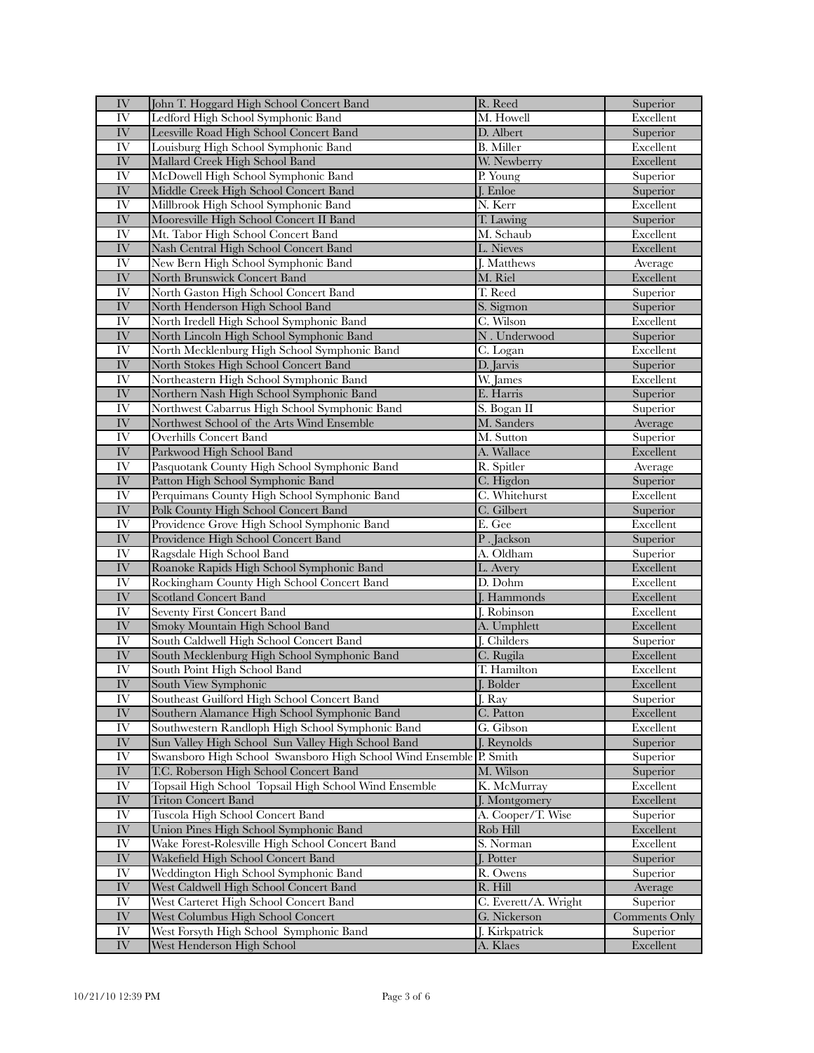| IV | John T. Hoggard High School Concert Band | R. Reed | Superior |
|---|---|---|---|
| IV | Ledford High School Symphonic Band | M. Howell | Excellent |
| IV | Leesville Road High School Concert Band | D. Albert | Superior |
| IV | Louisburg High School Symphonic Band | B. Miller | Excellent |
| IV | Mallard Creek High School Band | W. Newberry | Excellent |
| IV | McDowell High School Symphonic Band | P. Young | Superior |
| IV | Middle Creek High School Concert Band | J. Enloe | Superior |
| IV | Millbrook High School Symphonic Band | N. Kerr | Excellent |
| IV | Mooresville High School Concert II Band | T. Lawing | Superior |
| IV | Mt. Tabor High School Concert Band | M. Schaub | Excellent |
| IV | Nash Central High School Concert Band | L. Nieves | Excellent |
| IV | New Bern High School Symphonic Band | J. Matthews | Average |
| IV | North Brunswick Concert Band | M. Riel | Excellent |
| IV | North Gaston High School Concert Band | T. Reed | Superior |
| IV | North Henderson High School Band | S. Sigmon | Superior |
| IV | North Iredell High School Symphonic Band | C. Wilson | Excellent |
| IV | North Lincoln High School Symphonic Band | N . Underwood | Superior |
| IV | North Mecklenburg High School Symphonic Band | C. Logan | Excellent |
| IV | North Stokes High School Concert Band | D. Jarvis | Superior |
| IV | Northeastern High School Symphonic Band | W. James | Excellent |
| IV | Northern Nash High School Symphonic Band | E. Harris | Superior |
| IV | Northwest Cabarrus High School Symphonic Band | S. Bogan II | Superior |
| IV | Northwest School of the Arts Wind Ensemble | M. Sanders | Average |
| IV | Overhills Concert Band | M. Sutton | Superior |
| IV | Parkwood High School Band | A. Wallace | Excellent |
| IV | Pasquotank County High School Symphonic Band | R. Spitler | Average |
| IV | Patton High School Symphonic Band | C. Higdon | Superior |
| IV | Perquimans County High School Symphonic Band | C. Whitehurst | Excellent |
| IV | Polk County High School Concert Band | C. Gilbert | Superior |
| IV | Providence Grove High School Symphonic Band | E. Gee | Excellent |
| IV | Providence High School Concert Band | P . Jackson | Superior |
| IV | Ragsdale High School Band | A. Oldham | Superior |
| IV | Roanoke Rapids High School Symphonic Band | L. Avery | Excellent |
| IV | Rockingham County High School Concert Band | D. Dohm | Excellent |
| IV | Scotland Concert Band | J. Hammonds | Excellent |
| IV | Seventy First Concert Band | J. Robinson | Excellent |
| IV | Smoky Mountain High School Band | A. Umphlett | Excellent |
| IV | South Caldwell High School Concert Band | J. Childers | Superior |
| IV | South Mecklenburg High School Symphonic Band | C. Rugila | Excellent |
| IV | South Point High School Band | T. Hamilton | Excellent |
| IV | South View Symphonic | J. Bolder | Excellent |
| IV | Southeast Guilford High School Concert Band | J. Ray | Superior |
| IV | Southern Alamance High School Symphonic Band | C. Patton | Excellent |
| IV | Southwestern Randloph High School Symphonic Band | G. Gibson | Excellent |
| IV | Sun Valley High School Sun Valley High School Band | J. Reynolds | Superior |
| IV | Swansboro High School Swansboro High School Wind Ensemble | P. Smith | Superior |
| IV | T.C. Roberson High School Concert Band | M. Wilson | Superior |
| IV | Topsail High School Topsail High School Wind Ensemble | K. McMurray | Excellent |
| IV | Triton Concert Band | J. Montgomery | Excellent |
| IV | Tuscola High School Concert Band | A. Cooper/T. Wise | Superior |
| IV | Union Pines High School Symphonic Band | Rob Hill | Excellent |
| IV | Wake Forest-Rolesville High School Concert Band | S. Norman | Excellent |
| IV | Wakefield High School Concert Band | J. Potter | Superior |
| IV | Weddington High School Symphonic Band | R. Owens | Superior |
| IV | West Caldwell High School Concert Band | R. Hill | Average |
| IV | West Carteret High School Concert Band | C. Everett/A. Wright | Superior |
| IV | West Columbus High School Concert | G. Nickerson | Comments Only |
| IV | West Forsyth High School Symphonic Band | J. Kirkpatrick | Superior |
| IV | West Henderson High School | A. Klaes | Excellent |

10/21/10 12:39 PM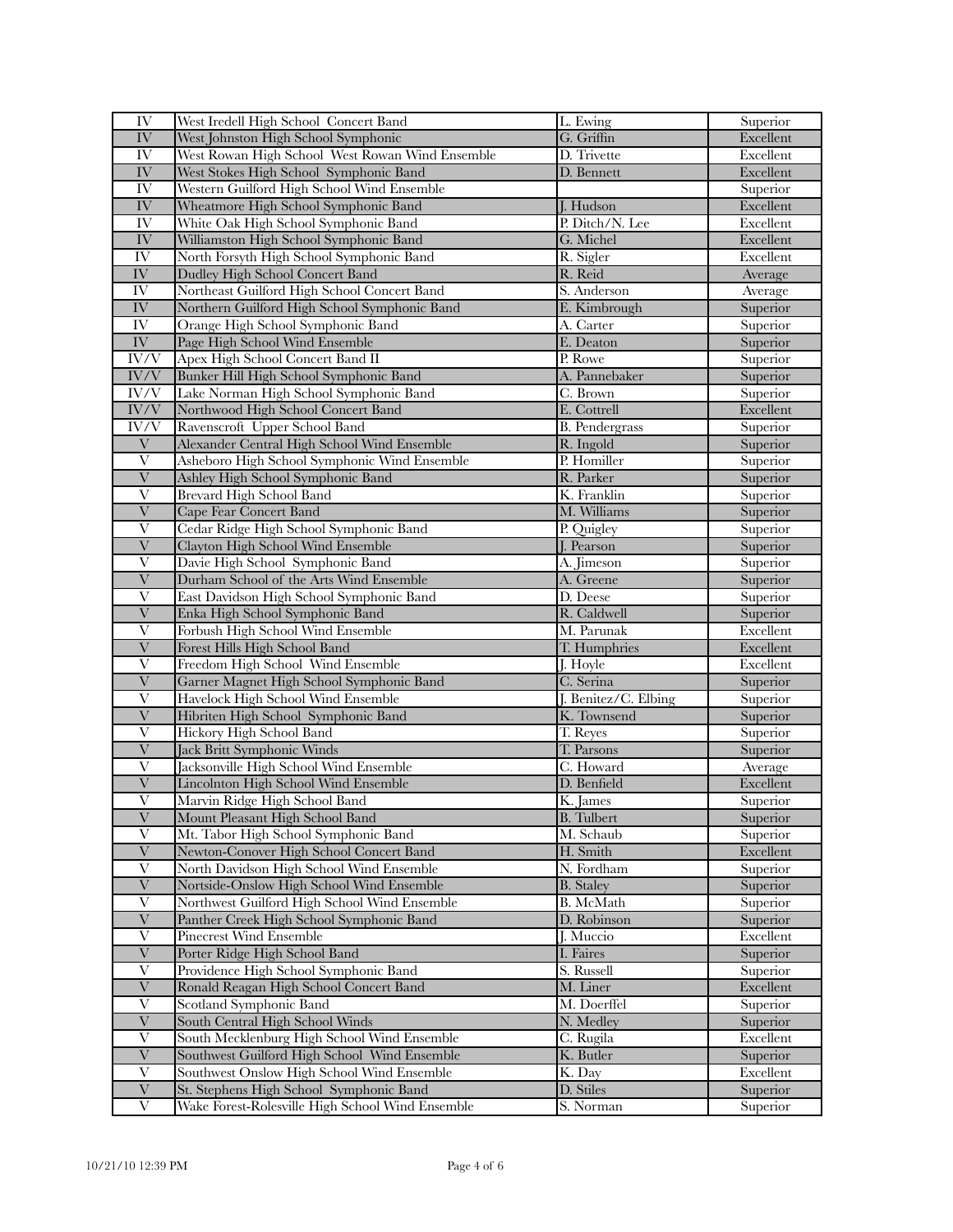| IV | West Iredell High School Concert Band | L. Ewing | Superior |
|---|---|---|---|
| IV | West Johnston High School Symphonic | G. Griffin | Excellent |
| IV | West Rowan High School West Rowan Wind Ensemble | D. Trivette | Excellent |
| IV | West Stokes High School Symphonic Band | D. Bennett | Excellent |
| IV | Western Guilford High School Wind Ensemble | | Superior |
| IV | Wheatmore High School Symphonic Band | J. Hudson | Excellent |
| IV | White Oak High School Symphonic Band | P. Ditch/N. Lee | Excellent |
| IV | Williamston High School Symphonic Band | G. Michel | Excellent |
| IV | North Forsyth High School Symphonic Band | R. Sigler | Excellent |
| IV | Dudley High School Concert Band | R. Reid | Average |
| IV | Northeast Guilford High School Concert Band | S. Anderson | Average |
| IV | Northern Guilford High School Symphonic Band | E. Kimbrough | Superior |
| IV | Orange High School Symphonic Band | A. Carter | Superior |
| IV | Page High School Wind Ensemble | E. Deaton | Superior |
| IV/V | Apex High School Concert Band II | P. Rowe | Superior |
| IV/V | Bunker Hill High School Symphonic Band | A. Pannebaker | Superior |
| IV/V | Lake Norman High School Symphonic Band | C. Brown | Superior |
| IV/V | Northwood High School Concert Band | E. Cottrell | Excellent |
| IV/V | Ravenscroft Upper School Band | B. Pendergrass | Superior |
| V | Alexander Central High School Wind Ensemble | R. Ingold | Superior |
| V | Asheboro High School Symphonic Wind Ensemble | P. Homiller | Superior |
| V | Ashley High School Symphonic Band | R. Parker | Superior |
| V | Brevard High School Band | K. Franklin | Superior |
| V | Cape Fear Concert Band | M. Williams | Superior |
| V | Cedar Ridge High School Symphonic Band | P. Quigley | Superior |
| V | Clayton High School Wind Ensemble | J. Pearson | Superior |
| V | Davie High School Symphonic Band | A. Jimeson | Superior |
| V | Durham School of the Arts Wind Ensemble | A. Greene | Superior |
| V | East Davidson High School Symphonic Band | D. Deese | Superior |
| V | Enka High School Symphonic Band | R. Caldwell | Superior |
| V | Forbush High School Wind Ensemble | M. Parunak | Excellent |
| V | Forest Hills High School Band | T. Humphries | Excellent |
| V | Freedom High School Wind Ensemble | J. Hoyle | Excellent |
| V | Garner Magnet High School Symphonic Band | C. Serina | Superior |
| V | Havelock High School Wind Ensemble | J. Benitez/C. Elbing | Superior |
| V | Hibriten High School Symphonic Band | K. Townsend | Superior |
| V | Hickory High School Band | T. Reyes | Superior |
| V | Jack Britt Symphonic Winds | T. Parsons | Superior |
| V | Jacksonville High School Wind Ensemble | C. Howard | Average |
| V | Lincolnton High School Wind Ensemble | D. Benfield | Excellent |
| V | Marvin Ridge High School Band | K. James | Superior |
| V | Mount Pleasant High School Band | B. Tulbert | Superior |
| V | Mt. Tabor High School Symphonic Band | M. Schaub | Superior |
| V | Newton-Conover High School Concert Band | H. Smith | Excellent |
| V | North Davidson High School Wind Ensemble | N. Fordham | Superior |
| V | Nortside-Onslow High School Wind Ensemble | B. Staley | Superior |
| V | Northwest Guilford High School Wind Ensemble | B. McMath | Superior |
| V | Panther Creek High School Symphonic Band | D. Robinson | Superior |
| V | Pinecrest Wind Ensemble | J. Muccio | Excellent |
| V | Porter Ridge High School Band | I. Faires | Superior |
| V | Providence High School Symphonic Band | S. Russell | Superior |
| V | Ronald Reagan High School Concert Band | M. Liner | Excellent |
| V | Scotland Symphonic Band | M. Doerffel | Superior |
| V | South Central High School Winds | N. Medley | Superior |
| V | South Mecklenburg High School Wind Ensemble | C. Rugila | Excellent |
| V | Southwest Guilford High School Wind Ensemble | K. Butler | Superior |
| V | Southwest Onslow High School Wind Ensemble | K. Day | Excellent |
| V | St. Stephens High School Symphonic Band | D. Stiles | Superior |
| V | Wake Forest-Rolesville High School Wind Ensemble | S. Norman | Superior |

10/21/10 12:39 PM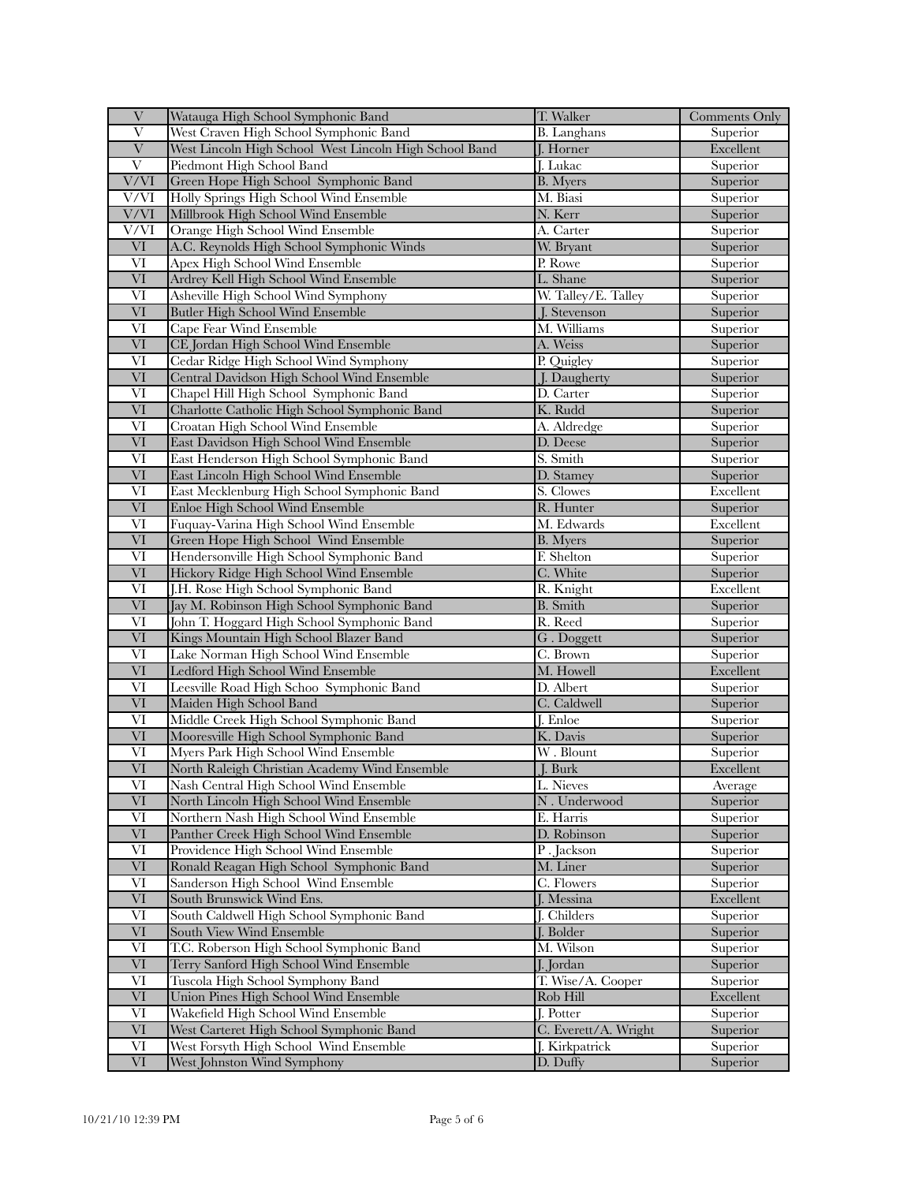| V | Watauga High School Symphonic Band | T. Walker | Comments Only |
|---|---|---|---|
| V | West Craven High School Symphonic Band | B. Langhans | Superior |
| V | West Lincoln High School West Lincoln High School Band | J. Horner | Excellent |
| V | Piedmont High School Band | J. Lukac | Superior |
| V/VI | Green Hope High School Symphonic Band | B. Myers | Superior |
| V/VI | Holly Springs High School Wind Ensemble | M. Biasi | Superior |
| V/VI | Millbrook High School Wind Ensemble | N. Kerr | Superior |
| V/VI | Orange High School Wind Ensemble | A. Carter | Superior |
| VI | A.C. Reynolds High School Symphonic Winds | W. Bryant | Superior |
| VI | Apex High School Wind Ensemble | P. Rowe | Superior |
| VI | Ardrey Kell High School Wind Ensemble | L. Shane | Superior |
| VI | Asheville High School Wind Symphony | W. Talley/E. Talley | Superior |
| VI | Butler High School Wind Ensemble | J. Stevenson | Superior |
| VI | Cape Fear Wind Ensemble | M. Williams | Superior |
| VI | CE Jordan High School Wind Ensemble | A. Weiss | Superior |
| VI | Cedar Ridge High School Wind Symphony | P. Quigley | Superior |
| VI | Central Davidson High School Wind Ensemble | J. Daugherty | Superior |
| VI | Chapel Hill High School Symphonic Band | D. Carter | Superior |
| VI | Charlotte Catholic High School Symphonic Band | K. Rudd | Superior |
| VI | Croatan High School Wind Ensemble | A. Aldredge | Superior |
| VI | East Davidson High School Wind Ensemble | D. Deese | Superior |
| VI | East Henderson High School Symphonic Band | S. Smith | Superior |
| VI | East Lincoln High School Wind Ensemble | D. Stamey | Superior |
| VI | East Mecklenburg High School Symphonic Band | S. Clowes | Excellent |
| VI | Enloe High School Wind Ensemble | R. Hunter | Superior |
| VI | Fuquay-Varina High School Wind Ensemble | M. Edwards | Excellent |
| VI | Green Hope High School Wind Ensemble | B. Myers | Superior |
| VI | Hendersonville High School Symphonic Band | F. Shelton | Superior |
| VI | Hickory Ridge High School Wind Ensemble | C. White | Superior |
| VI | J.H. Rose High School Symphonic Band | R. Knight | Excellent |
| VI | Jay M. Robinson High School Symphonic Band | B. Smith | Superior |
| VI | John T. Hoggard High School Symphonic Band | R. Reed | Superior |
| VI | Kings Mountain High School Blazer Band | G . Doggett | Superior |
| VI | Lake Norman High School Wind Ensemble | C. Brown | Superior |
| VI | Ledford High School Wind Ensemble | M. Howell | Excellent |
| VI | Leesville Road High Schoo Symphonic Band | D. Albert | Superior |
| VI | Maiden High School Band | C. Caldwell | Superior |
| VI | Middle Creek High School Symphonic Band | J. Enloe | Superior |
| VI | Mooresville High School Symphonic Band | K. Davis | Superior |
| VI | Myers Park High School Wind Ensemble | W . Blount | Superior |
| VI | North Raleigh Christian Academy Wind Ensemble | J. Burk | Excellent |
| VI | Nash Central High School Wind Ensemble | L. Nieves | Average |
| VI | North Lincoln High School Wind Ensemble | N . Underwood | Superior |
| VI | Northern Nash High School Wind Ensemble | E. Harris | Superior |
| VI | Panther Creek High School Wind Ensemble | D. Robinson | Superior |
| VI | Providence High School Wind Ensemble | P . Jackson | Superior |
| VI | Ronald Reagan High School Symphonic Band | M. Liner | Superior |
| VI | Sanderson High School Wind Ensemble | C. Flowers | Superior |
| VI | South Brunswick Wind Ens. | J. Messina | Excellent |
| VI | South Caldwell High School Symphonic Band | J. Childers | Superior |
| VI | South View Wind Ensemble | J. Bolder | Superior |
| VI | T.C. Roberson High School Symphonic Band | M. Wilson | Superior |
| VI | Terry Sanford High School Wind Ensemble | J. Jordan | Superior |
| VI | Tuscola High School Symphony Band | T. Wise/A. Cooper | Superior |
| VI | Union Pines High School Wind Ensemble | Rob Hill | Excellent |
| VI | Wakefield High School Wind Ensemble | J. Potter | Superior |
| VI | West Carteret High School Symphonic Band | C. Everett/A. Wright | Superior |
| VI | West Forsyth High School Wind Ensemble | J. Kirkpatrick | Superior |
| VI | West Johnston Wind Symphony | D. Duffy | Superior |

10/21/10 12:39 PM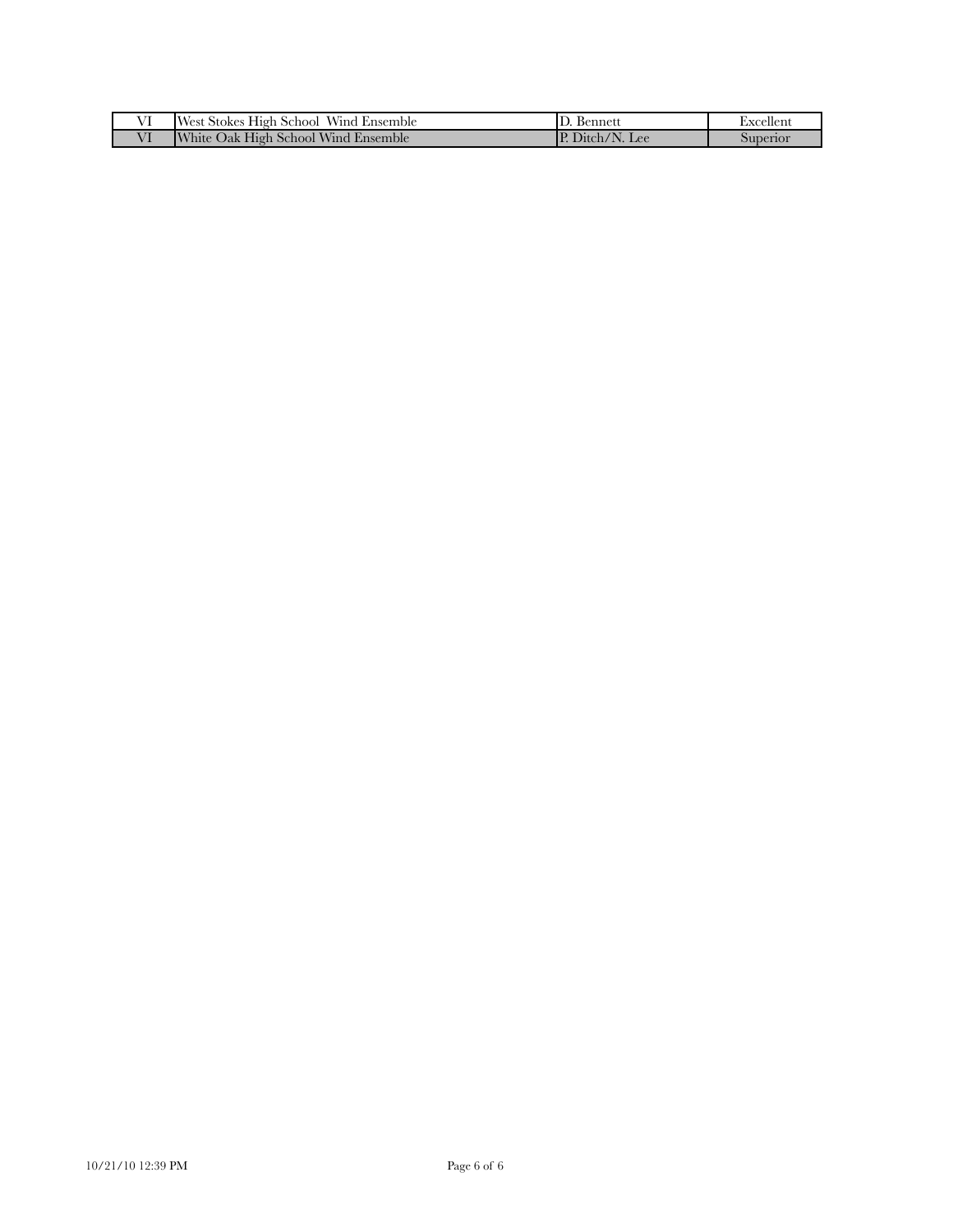| | | | |
|---|---|---|---|
| VI | West Stokes High School Wind Ensemble | D. Bennett | Excellent |
| VI | White Oak High School Wind Ensemble | P. Ditch/N. Lee | Superior |